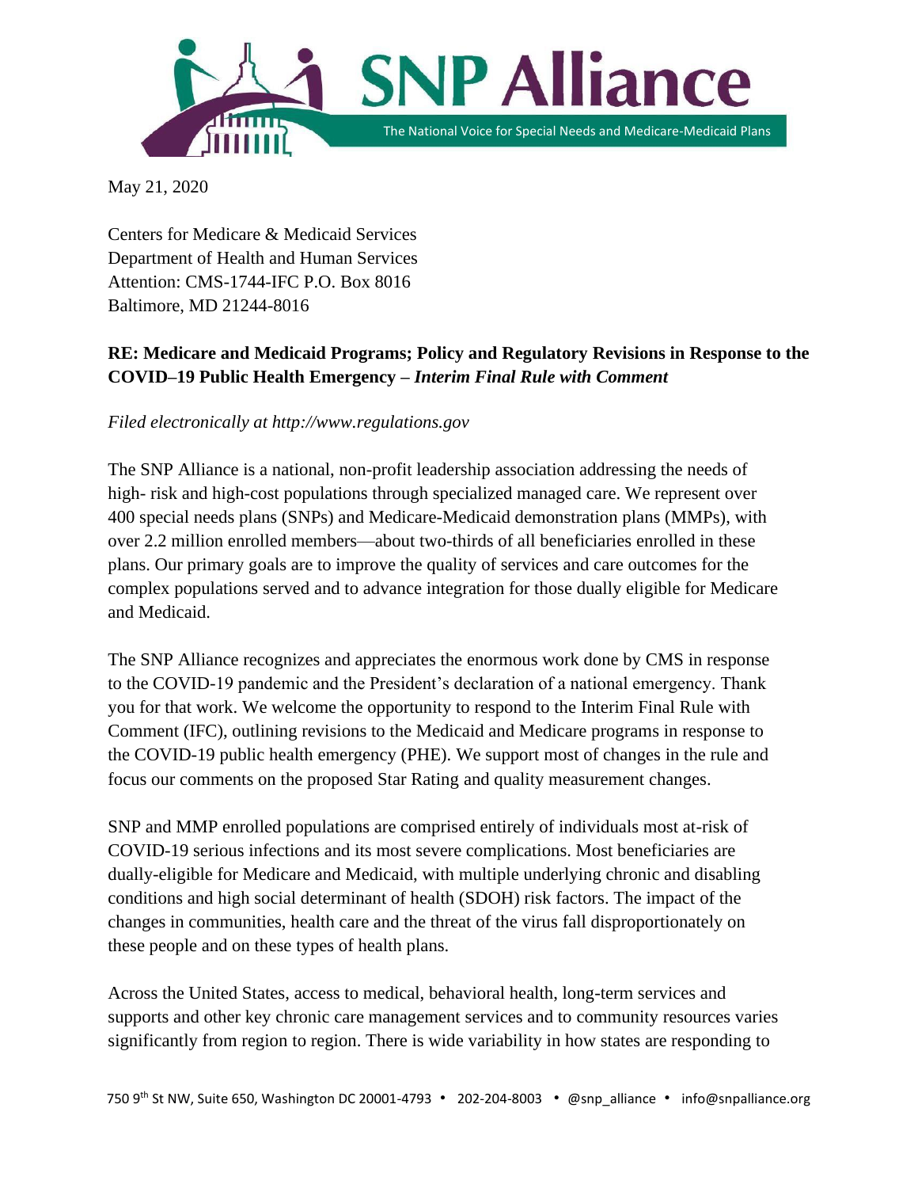SNP Alliance

The National Voice for Special Needs and Medicare-Medicaid Plans

May 21, 2020

Centers for Medicare & Medicaid Services
Department of Health and Human Services
Attention: CMS-1744-IFC P.O. Box 8016
Baltimore, MD 21244-8016

**RE: Medicare and Medicaid Programs; Policy and Regulatory Revisions in Response to the COVID–19 Public Health Emergency – *Interim Final Rule with Comment***

*Filed electronically at http://www.regulations.gov*

The SNP Alliance is a national, non-profit leadership association addressing the needs of high- risk and high-cost populations through specialized managed care. We represent over 400 special needs plans (SNPs) and Medicare-Medicaid demonstration plans (MMPs), with over 2.2 million enrolled members—about two-thirds of all beneficiaries enrolled in these plans. Our primary goals are to improve the quality of services and care outcomes for the complex populations served and to advance integration for those dually eligible for Medicare and Medicaid.

The SNP Alliance recognizes and appreciates the enormous work done by CMS in response to the COVID-19 pandemic and the President's declaration of a national emergency. Thank you for that work. We welcome the opportunity to respond to the Interim Final Rule with Comment (IFC), outlining revisions to the Medicaid and Medicare programs in response to the COVID-19 public health emergency (PHE). We support most of changes in the rule and focus our comments on the proposed Star Rating and quality measurement changes.

SNP and MMP enrolled populations are comprised entirely of individuals most at-risk of COVID-19 serious infections and its most severe complications. Most beneficiaries are dually-eligible for Medicare and Medicaid, with multiple underlying chronic and disabling conditions and high social determinant of health (SDOH) risk factors. The impact of the changes in communities, health care and the threat of the virus fall disproportionately on these people and on these types of health plans.

Across the United States, access to medical, behavioral health, long-term services and supports and other key chronic care management services and to community resources varies significantly from region to region. There is wide variability in how states are responding to

750 9th St NW, Suite 650, Washington DC 20001-4793 • 202-204-8003 • @snp_alliance • info@snpalliance.org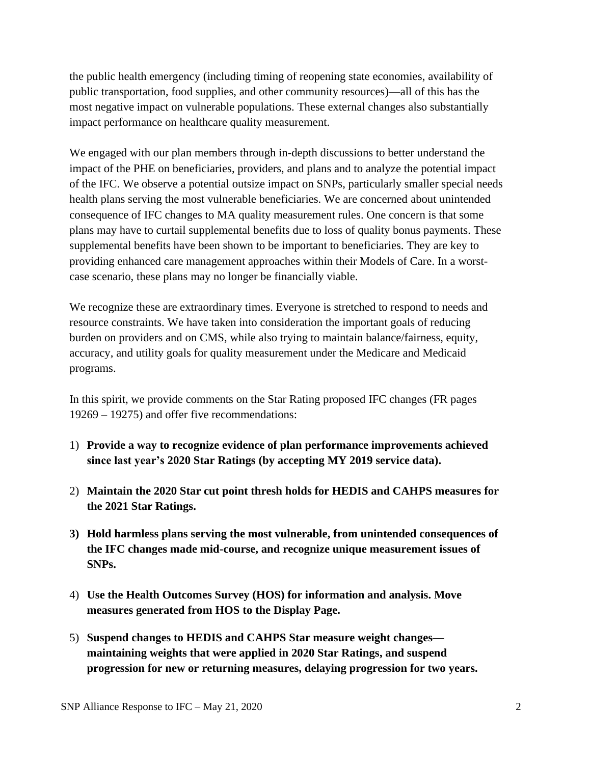the public health emergency (including timing of reopening state economies, availability of public transportation, food supplies, and other community resources)—all of this has the most negative impact on vulnerable populations. These external changes also substantially impact performance on healthcare quality measurement.

We engaged with our plan members through in-depth discussions to better understand the impact of the PHE on beneficiaries, providers, and plans and to analyze the potential impact of the IFC. We observe a potential outsize impact on SNPs, particularly smaller special needs health plans serving the most vulnerable beneficiaries. We are concerned about unintended consequence of IFC changes to MA quality measurement rules. One concern is that some plans may have to curtail supplemental benefits due to loss of quality bonus payments. These supplemental benefits have been shown to be important to beneficiaries. They are key to providing enhanced care management approaches within their Models of Care. In a worst-case scenario, these plans may no longer be financially viable.

We recognize these are extraordinary times. Everyone is stretched to respond to needs and resource constraints. We have taken into consideration the important goals of reducing burden on providers and on CMS, while also trying to maintain balance/fairness, equity, accuracy, and utility goals for quality measurement under the Medicare and Medicaid programs.

In this spirit, we provide comments on the Star Rating proposed IFC changes (FR pages 19269 – 19275) and offer five recommendations:

1) **Provide a way to recognize evidence of plan performance improvements achieved since last year's 2020 Star Ratings (by accepting MY 2019 service data).**

2) **Maintain the 2020 Star cut point thresh holds for HEDIS and CAHPS measures for the 2021 Star Ratings.**

3) **Hold harmless plans serving the most vulnerable, from unintended consequences of the IFC changes made mid-course, and recognize unique measurement issues of SNPs.**

4) **Use the Health Outcomes Survey (HOS) for information and analysis. Move measures generated from HOS to the Display Page.**

5) **Suspend changes to HEDIS and CAHPS Star measure weight changes—maintaining weights that were applied in 2020 Star Ratings, and suspend progression for new or returning measures, delaying progression for two years.**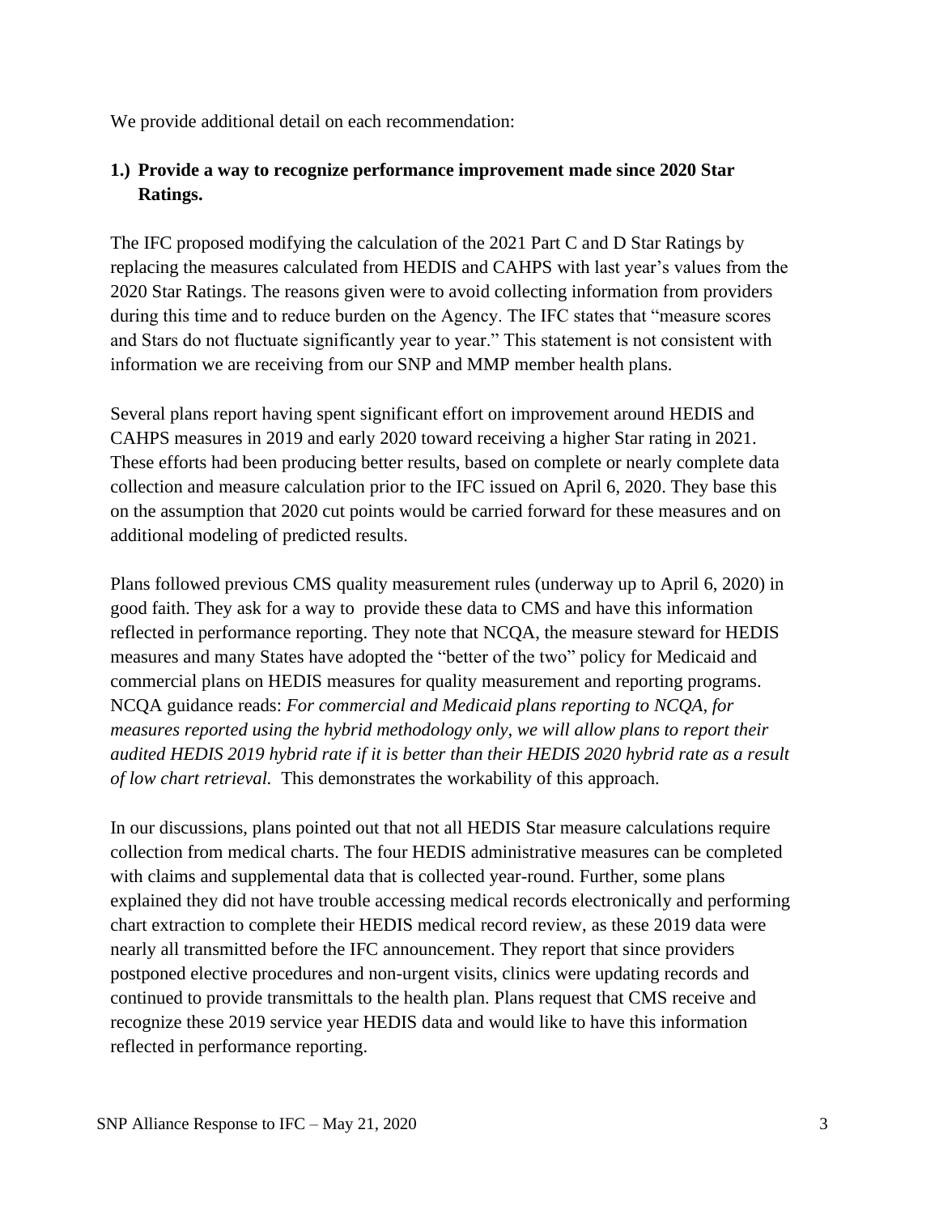We provide additional detail on each recommendation:

**1.) Provide a way to recognize performance improvement made since 2020 Star Ratings.**

The IFC proposed modifying the calculation of the 2021 Part C and D Star Ratings by replacing the measures calculated from HEDIS and CAHPS with last year's values from the 2020 Star Ratings. The reasons given were to avoid collecting information from providers during this time and to reduce burden on the Agency. The IFC states that "measure scores and Stars do not fluctuate significantly year to year." This statement is not consistent with information we are receiving from our SNP and MMP member health plans.

Several plans report having spent significant effort on improvement around HEDIS and CAHPS measures in 2019 and early 2020 toward receiving a higher Star rating in 2021. These efforts had been producing better results, based on complete or nearly complete data collection and measure calculation prior to the IFC issued on April 6, 2020. They base this on the assumption that 2020 cut points would be carried forward for these measures and on additional modeling of predicted results.

Plans followed previous CMS quality measurement rules (underway up to April 6, 2020) in good faith. They ask for a way to provide these data to CMS and have this information reflected in performance reporting. They note that NCQA, the measure steward for HEDIS measures and many States have adopted the "better of the two" policy for Medicaid and commercial plans on HEDIS measures for quality measurement and reporting programs. NCQA guidance reads: *For commercial and Medicaid plans reporting to NCQA, for measures reported using the hybrid methodology only, we will allow plans to report their audited HEDIS 2019 hybrid rate if it is better than their HEDIS 2020 hybrid rate as a result of low chart retrieval.* This demonstrates the workability of this approach.

In our discussions, plans pointed out that not all HEDIS Star measure calculations require collection from medical charts. The four HEDIS administrative measures can be completed with claims and supplemental data that is collected year-round. Further, some plans explained they did not have trouble accessing medical records electronically and performing chart extraction to complete their HEDIS medical record review, as these 2019 data were nearly all transmitted before the IFC announcement. They report that since providers postponed elective procedures and non-urgent visits, clinics were updating records and continued to provide transmittals to the health plan. Plans request that CMS receive and recognize these 2019 service year HEDIS data and would like to have this information reflected in performance reporting.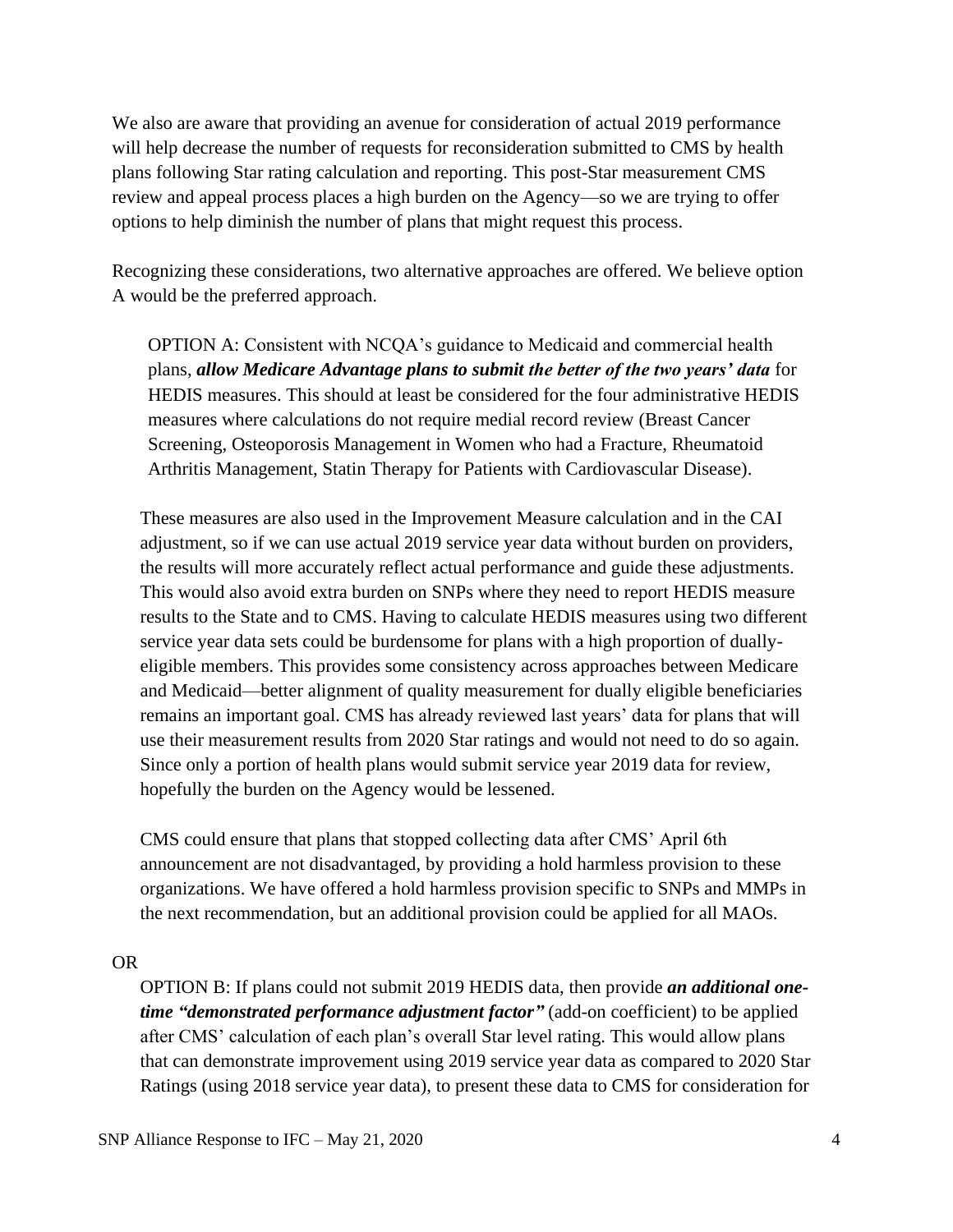We also are aware that providing an avenue for consideration of actual 2019 performance will help decrease the number of requests for reconsideration submitted to CMS by health plans following Star rating calculation and reporting. This post-Star measurement CMS review and appeal process places a high burden on the Agency—so we are trying to offer options to help diminish the number of plans that might request this process.

Recognizing these considerations, two alternative approaches are offered. We believe option A would be the preferred approach.

> OPTION A: Consistent with NCQA's guidance to Medicaid and commercial health plans, ***allow Medicare Advantage plans to submit the better of the two years' data*** for HEDIS measures. This should at least be considered for the four administrative HEDIS measures where calculations do not require medial record review (Breast Cancer Screening, Osteoporosis Management in Women who had a Fracture, Rheumatoid Arthritis Management, Statin Therapy for Patients with Cardiovascular Disease).
>
> These measures are also used in the Improvement Measure calculation and in the CAI adjustment, so if we can use actual 2019 service year data without burden on providers, the results will more accurately reflect actual performance and guide these adjustments. This would also avoid extra burden on SNPs where they need to report HEDIS measure results to the State and to CMS. Having to calculate HEDIS measures using two different service year data sets could be burdensome for plans with a high proportion of dually-eligible members. This provides some consistency across approaches between Medicare and Medicaid—better alignment of quality measurement for dually eligible beneficiaries remains an important goal. CMS has already reviewed last years' data for plans that will use their measurement results from 2020 Star ratings and would not need to do so again. Since only a portion of health plans would submit service year 2019 data for review, hopefully the burden on the Agency would be lessened.
>
> CMS could ensure that plans that stopped collecting data after CMS' April 6th announcement are not disadvantaged, by providing a hold harmless provision to these organizations. We have offered a hold harmless provision specific to SNPs and MMPs in the next recommendation, but an additional provision could be applied for all MAOs.

OR

> OPTION B: If plans could not submit 2019 HEDIS data, then provide ***an additional one-time "demonstrated performance adjustment factor"*** (add-on coefficient) to be applied after CMS' calculation of each plan's overall Star level rating. This would allow plans that can demonstrate improvement using 2019 service year data as compared to 2020 Star Ratings (using 2018 service year data), to present these data to CMS for consideration for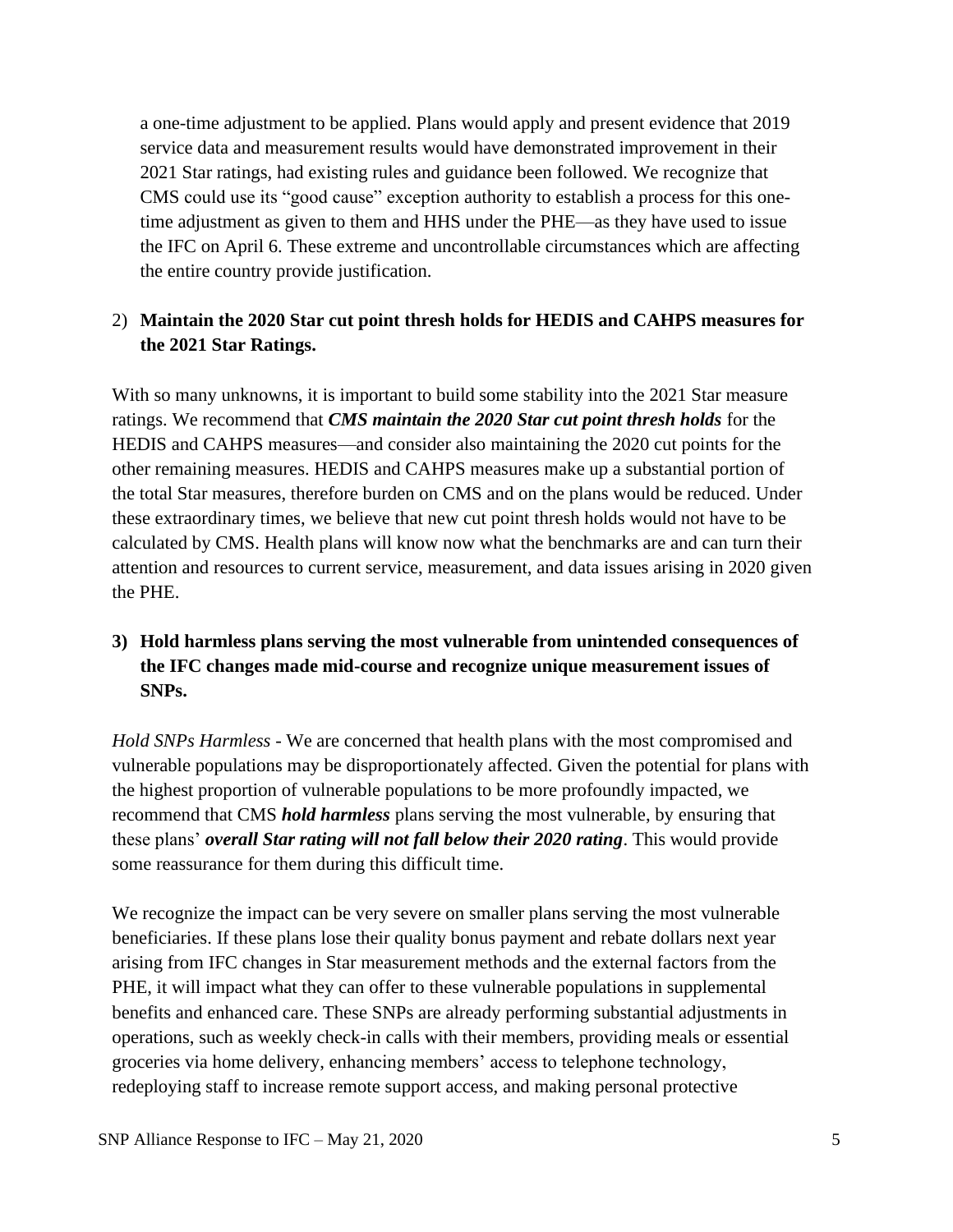a one-time adjustment to be applied. Plans would apply and present evidence that 2019 service data and measurement results would have demonstrated improvement in their 2021 Star ratings, had existing rules and guidance been followed. We recognize that CMS could use its "good cause" exception authority to establish a process for this one-time adjustment as given to them and HHS under the PHE—as they have used to issue the IFC on April 6. These extreme and uncontrollable circumstances which are affecting the entire country provide justification.

2) **Maintain the 2020 Star cut point thresh holds for HEDIS and CAHPS measures for the 2021 Star Ratings.**

With so many unknowns, it is important to build some stability into the 2021 Star measure ratings. We recommend that ***CMS maintain the 2020 Star cut point thresh holds*** for the HEDIS and CAHPS measures—and consider also maintaining the 2020 cut points for the other remaining measures. HEDIS and CAHPS measures make up a substantial portion of the total Star measures, therefore burden on CMS and on the plans would be reduced. Under these extraordinary times, we believe that new cut point thresh holds would not have to be calculated by CMS. Health plans will know now what the benchmarks are and can turn their attention and resources to current service, measurement, and data issues arising in 2020 given the PHE.

3) **Hold harmless plans serving the most vulnerable from unintended consequences of the IFC changes made mid-course and recognize unique measurement issues of SNPs.**

*Hold SNPs Harmless* - We are concerned that health plans with the most compromised and vulnerable populations may be disproportionately affected. Given the potential for plans with the highest proportion of vulnerable populations to be more profoundly impacted, we recommend that CMS ***hold harmless*** plans serving the most vulnerable, by ensuring that these plans' ***overall Star rating will not fall below their 2020 rating***. This would provide some reassurance for them during this difficult time.

We recognize the impact can be very severe on smaller plans serving the most vulnerable beneficiaries. If these plans lose their quality bonus payment and rebate dollars next year arising from IFC changes in Star measurement methods and the external factors from the PHE, it will impact what they can offer to these vulnerable populations in supplemental benefits and enhanced care. These SNPs are already performing substantial adjustments in operations, such as weekly check-in calls with their members, providing meals or essential groceries via home delivery, enhancing members' access to telephone technology, redeploying staff to increase remote support access, and making personal protective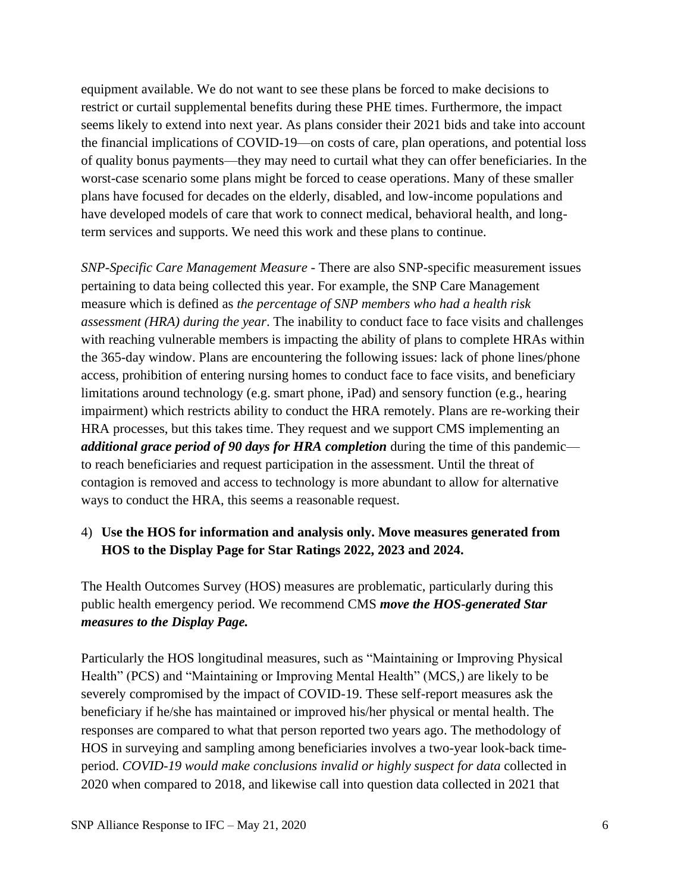equipment available. We do not want to see these plans be forced to make decisions to restrict or curtail supplemental benefits during these PHE times. Furthermore, the impact seems likely to extend into next year. As plans consider their 2021 bids and take into account the financial implications of COVID-19—on costs of care, plan operations, and potential loss of quality bonus payments—they may need to curtail what they can offer beneficiaries. In the worst-case scenario some plans might be forced to cease operations. Many of these smaller plans have focused for decades on the elderly, disabled, and low-income populations and have developed models of care that work to connect medical, behavioral health, and long-term services and supports. We need this work and these plans to continue.

*SNP-Specific Care Management Measure* - There are also SNP-specific measurement issues pertaining to data being collected this year. For example, the SNP Care Management measure which is defined as *the percentage of SNP members who had a health risk assessment (HRA) during the year*. The inability to conduct face to face visits and challenges with reaching vulnerable members is impacting the ability of plans to complete HRAs within the 365-day window. Plans are encountering the following issues: lack of phone lines/phone access, prohibition of entering nursing homes to conduct face to face visits, and beneficiary limitations around technology (e.g. smart phone, iPad) and sensory function (e.g., hearing impairment) which restricts ability to conduct the HRA remotely. Plans are re-working their HRA processes, but this takes time. They request and we support CMS implementing an ***additional grace period of 90 days for HRA completion*** during the time of this pandemic—to reach beneficiaries and request participation in the assessment. Until the threat of contagion is removed and access to technology is more abundant to allow for alternative ways to conduct the HRA, this seems a reasonable request.

4) **Use the HOS for information and analysis only. Move measures generated from HOS to the Display Page for Star Ratings 2022, 2023 and 2024.**

The Health Outcomes Survey (HOS) measures are problematic, particularly during this public health emergency period. We recommend CMS ***move the HOS-generated Star measures to the Display Page.***

Particularly the HOS longitudinal measures, such as "Maintaining or Improving Physical Health" (PCS) and "Maintaining or Improving Mental Health" (MCS,) are likely to be severely compromised by the impact of COVID-19. These self-report measures ask the beneficiary if he/she has maintained or improved his/her physical or mental health. The responses are compared to what that person reported two years ago. The methodology of HOS in surveying and sampling among beneficiaries involves a two-year look-back time-period. *COVID-19 would make conclusions invalid or highly suspect for data* collected in 2020 when compared to 2018, and likewise call into question data collected in 2021 that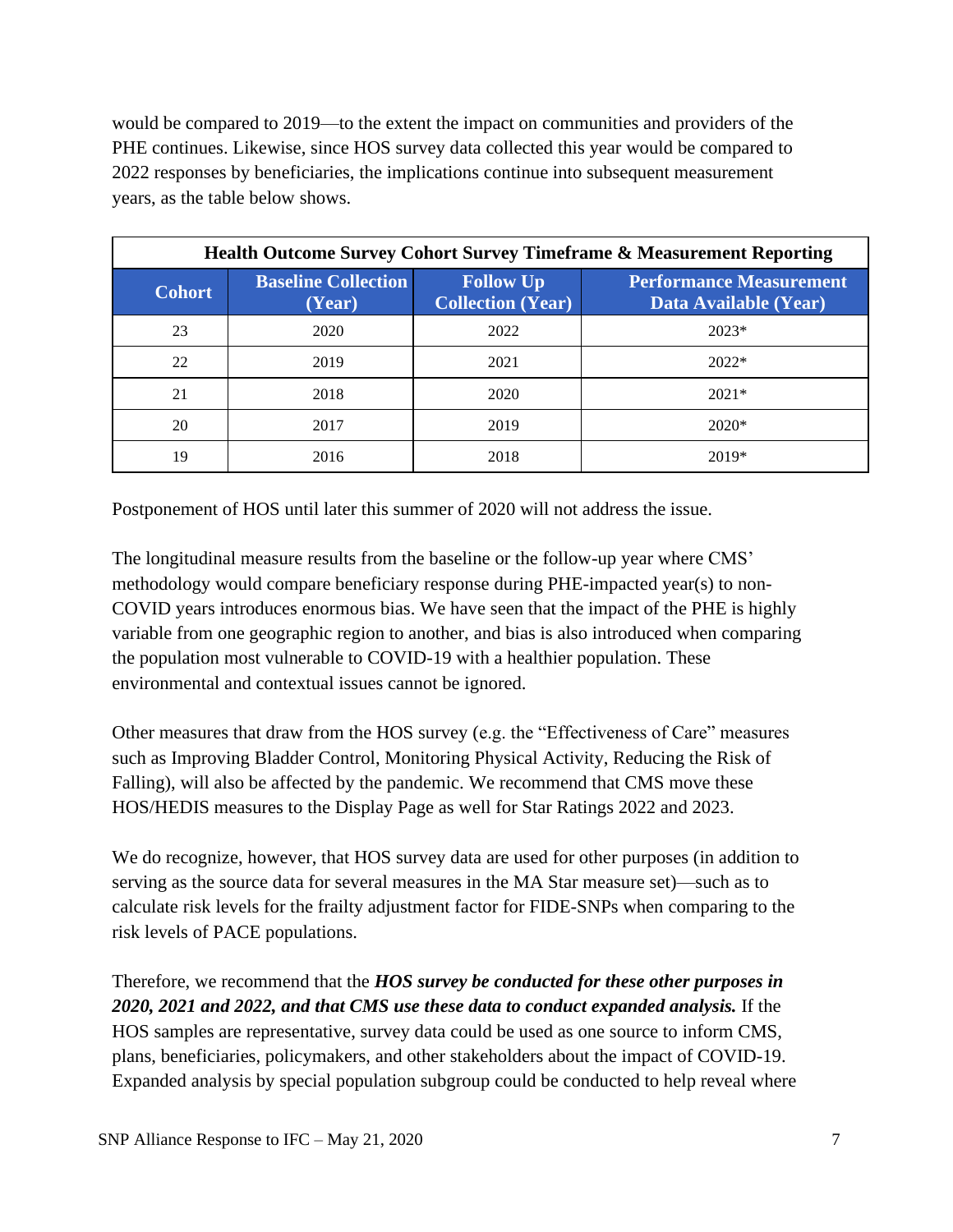would be compared to 2019—to the extent the impact on communities and providers of the PHE continues. Likewise, since HOS survey data collected this year would be compared to 2022 responses by beneficiaries, the implications continue into subsequent measurement years, as the table below shows.

| **Health Outcome Survey Cohort Survey Timeframe & Measurement Reporting** | | | |
|---|---|---|---|
| **Cohort** | **Baseline Collection (Year)** | **Follow Up Collection (Year)** | **Performance Measurement Data Available (Year)** |
| 23 | 2020 | 2022 | 2023* |
| 22 | 2019 | 2021 | 2022* |
| 21 | 2018 | 2020 | 2021* |
| 20 | 2017 | 2019 | 2020* |
| 19 | 2016 | 2018 | 2019* |

Postponement of HOS until later this summer of 2020 will not address the issue.

The longitudinal measure results from the baseline or the follow-up year where CMS' methodology would compare beneficiary response during PHE-impacted year(s) to non-COVID years introduces enormous bias. We have seen that the impact of the PHE is highly variable from one geographic region to another, and bias is also introduced when comparing the population most vulnerable to COVID-19 with a healthier population. These environmental and contextual issues cannot be ignored.

Other measures that draw from the HOS survey (e.g. the "Effectiveness of Care" measures such as Improving Bladder Control, Monitoring Physical Activity, Reducing the Risk of Falling), will also be affected by the pandemic. We recommend that CMS move these HOS/HEDIS measures to the Display Page as well for Star Ratings 2022 and 2023.

We do recognize, however, that HOS survey data are used for other purposes (in addition to serving as the source data for several measures in the MA Star measure set)—such as to calculate risk levels for the frailty adjustment factor for FIDE-SNPs when comparing to the risk levels of PACE populations.

Therefore, we recommend that the ***HOS survey be conducted for these other purposes in 2020, 2021 and 2022, and that CMS use these data to conduct expanded analysis.*** If the HOS samples are representative, survey data could be used as one source to inform CMS, plans, beneficiaries, policymakers, and other stakeholders about the impact of COVID-19. Expanded analysis by special population subgroup could be conducted to help reveal where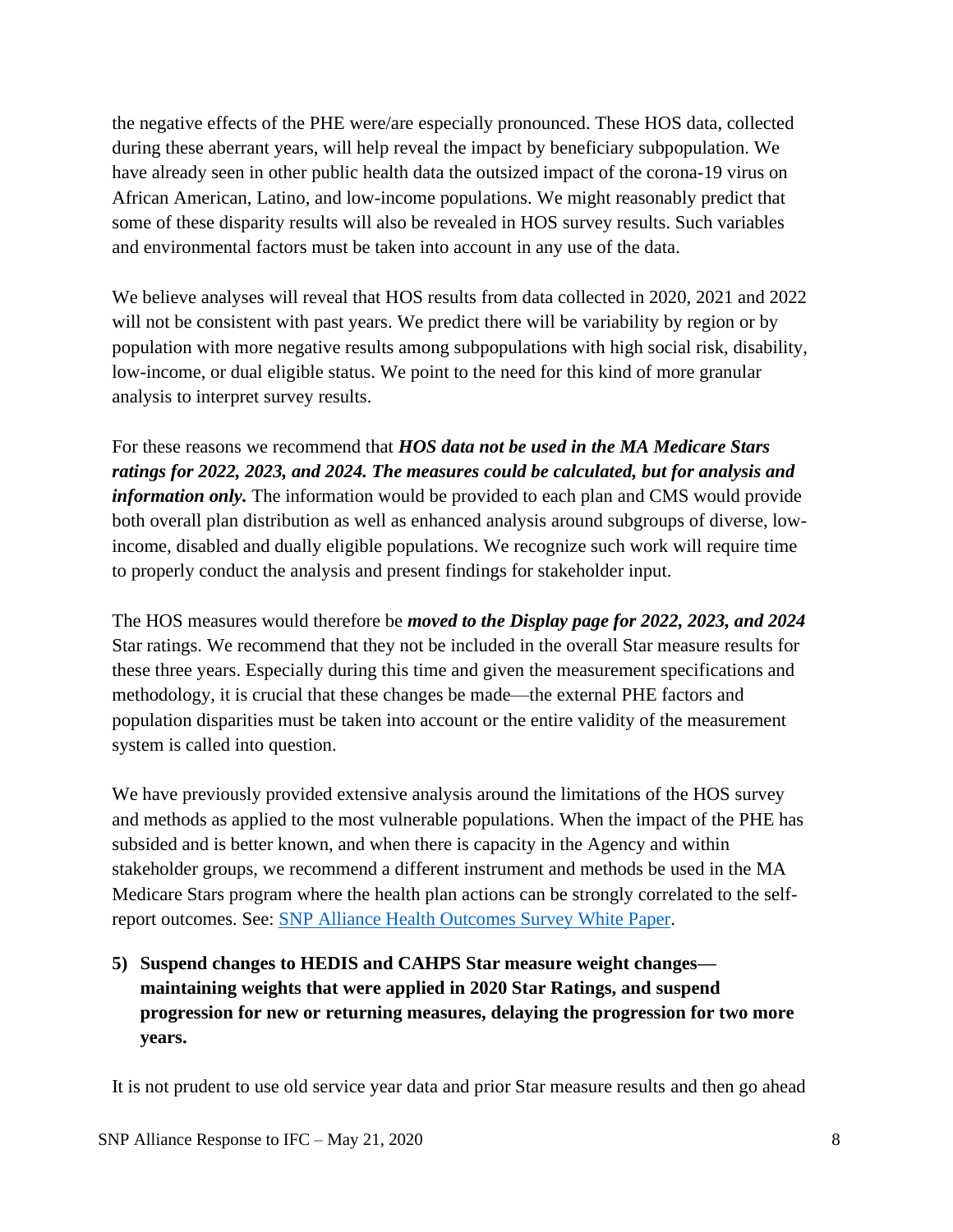the negative effects of the PHE were/are especially pronounced. These HOS data, collected during these aberrant years, will help reveal the impact by beneficiary subpopulation. We have already seen in other public health data the outsized impact of the corona-19 virus on African American, Latino, and low-income populations. We might reasonably predict that some of these disparity results will also be revealed in HOS survey results. Such variables and environmental factors must be taken into account in any use of the data.

We believe analyses will reveal that HOS results from data collected in 2020, 2021 and 2022 will not be consistent with past years. We predict there will be variability by region or by population with more negative results among subpopulations with high social risk, disability, low-income, or dual eligible status. We point to the need for this kind of more granular analysis to interpret survey results.

For these reasons we recommend that ***HOS data not be used in the MA Medicare Stars ratings for 2022, 2023, and 2024. The measures could be calculated, but for analysis and information only.*** The information would be provided to each plan and CMS would provide both overall plan distribution as well as enhanced analysis around subgroups of diverse, low-income, disabled and dually eligible populations. We recognize such work will require time to properly conduct the analysis and present findings for stakeholder input.

The HOS measures would therefore be ***moved to the Display page for 2022, 2023, and 2024*** Star ratings. We recommend that they not be included in the overall Star measure results for these three years. Especially during this time and given the measurement specifications and methodology, it is crucial that these changes be made—the external PHE factors and population disparities must be taken into account or the entire validity of the measurement system is called into question.

We have previously provided extensive analysis around the limitations of the HOS survey and methods as applied to the most vulnerable populations. When the impact of the PHE has subsided and is better known, and when there is capacity in the Agency and within stakeholder groups, we recommend a different instrument and methods be used in the MA Medicare Stars program where the health plan actions can be strongly correlated to the self-report outcomes. See: [SNP Alliance Health Outcomes Survey White Paper](SNP Alliance Health Outcomes Survey White Paper).

**5) Suspend changes to HEDIS and CAHPS Star measure weight changes—maintaining weights that were applied in 2020 Star Ratings, and suspend progression for new or returning measures, delaying the progression for two more years.**

It is not prudent to use old service year data and prior Star measure results and then go ahead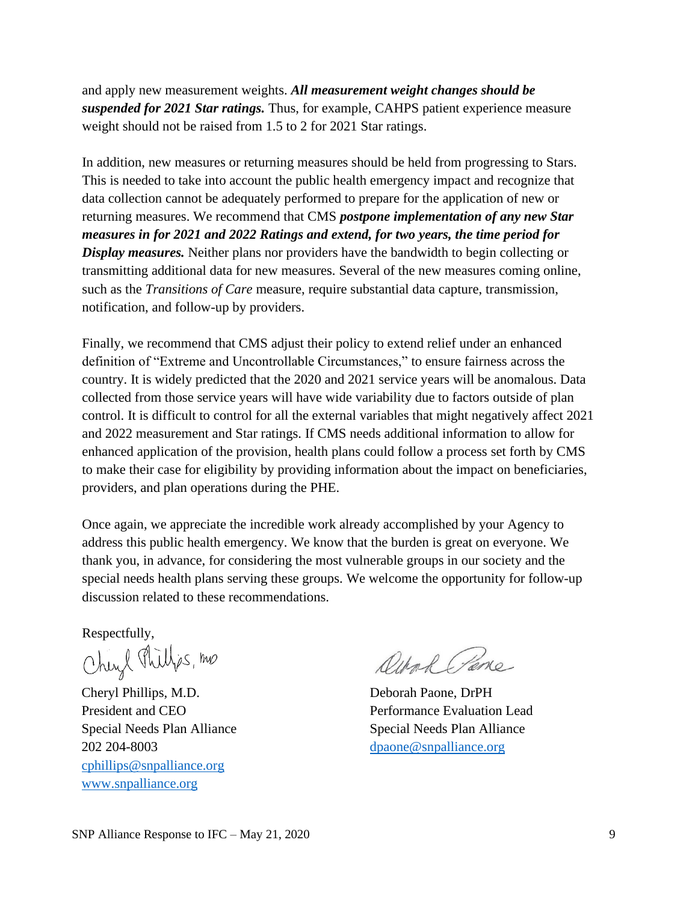and apply new measurement weights. ***All measurement weight changes should be suspended for 2021 Star ratings.*** Thus, for example, CAHPS patient experience measure weight should not be raised from 1.5 to 2 for 2021 Star ratings.

In addition, new measures or returning measures should be held from progressing to Stars. This is needed to take into account the public health emergency impact and recognize that data collection cannot be adequately performed to prepare for the application of new or returning measures. We recommend that CMS ***postpone implementation of any new Star measures in for 2021 and 2022 Ratings and extend, for two years, the time period for Display measures.*** Neither plans nor providers have the bandwidth to begin collecting or transmitting additional data for new measures. Several of the new measures coming online, such as the *Transitions of Care* measure, require substantial data capture, transmission, notification, and follow-up by providers.

Finally, we recommend that CMS adjust their policy to extend relief under an enhanced definition of "Extreme and Uncontrollable Circumstances," to ensure fairness across the country. It is widely predicted that the 2020 and 2021 service years will be anomalous. Data collected from those service years will have wide variability due to factors outside of plan control. It is difficult to control for all the external variables that might negatively affect 2021 and 2022 measurement and Star ratings. If CMS needs additional information to allow for enhanced application of the provision, health plans could follow a process set forth by CMS to make their case for eligibility by providing information about the impact on beneficiaries, providers, and plan operations during the PHE.

Once again, we appreciate the incredible work already accomplished by your Agency to address this public health emergency. We know that the burden is great on everyone. We thank you, in advance, for considering the most vulnerable groups in our society and the special needs health plans serving these groups. We welcome the opportunity for follow-up discussion related to these recommendations.

Respectfully,

Cheryl Phillips, M.D.
President and CEO
Special Needs Plan Alliance
202 204-8003
cphillips@snpalliance.org
www.snpalliance.org

Deborah Paone, DrPH
Performance Evaluation Lead
Special Needs Plan Alliance
dpaone@snpalliance.org

SNP Alliance Response to IFC – May 21, 2020